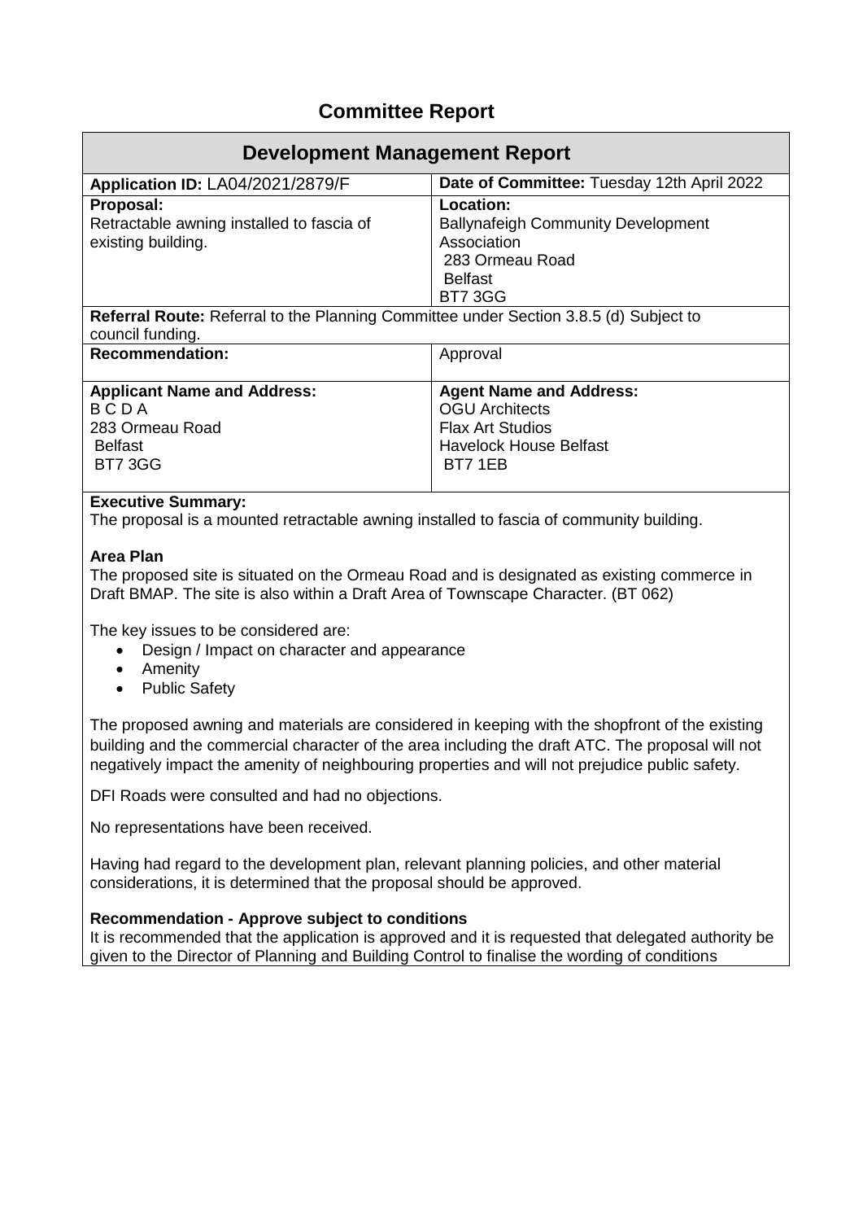# Committee Report

## Development Management Report

| **Application ID:** LA04/2021/2879/F | **Date of Committee:** Tuesday 12th April 2022 |
|---|---|
| **Proposal:**<br>Retractable awning installed to fascia of existing building. | **Location:**<br>Ballynafeigh Community Development Association<br>283 Ormeau Road<br>Belfast<br>BT7 3GG |
| **Referral Route:** Referral to the Planning Committee under Section 3.8.5 (d) Subject to council funding. | |
| **Recommendation:** | Approval |
| **Applicant Name and Address:**<br>B C D A<br>283 Ormeau Road<br>Belfast<br>BT7 3GG | **Agent Name and Address:**<br>OGU Architects<br>Flax Art Studios<br>Havelock House Belfast<br>BT7 1EB |

**Executive Summary:**
The proposal is a mounted retractable awning installed to fascia of community building.

**Area Plan**
The proposed site is situated on the Ormeau Road and is designated as existing commerce in Draft BMAP. The site is also within a Draft Area of Townscape Character. (BT 062)

The key issues to be considered are:

- Design / Impact on character and appearance
- Amenity
- Public Safety

The proposed awning and materials are considered in keeping with the shopfront of the existing building and the commercial character of the area including the draft ATC. The proposal will not negatively impact the amenity of neighbouring properties and will not prejudice public safety.

DFI Roads were consulted and had no objections.

No representations have been received.

Having had regard to the development plan, relevant planning policies, and other material considerations, it is determined that the proposal should be approved.

**Recommendation - Approve subject to conditions**
It is recommended that the application is approved and it is requested that delegated authority be given to the Director of Planning and Building Control to finalise the wording of conditions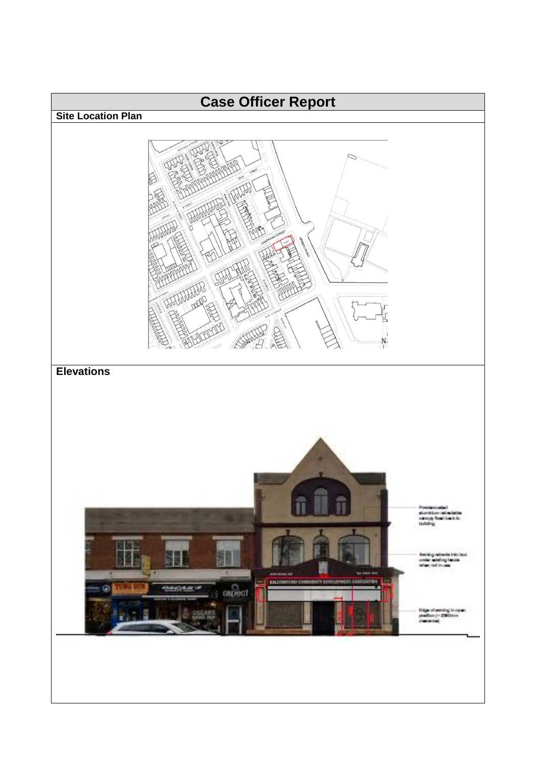# Case Officer Report

## Site Location Plan

## Elevations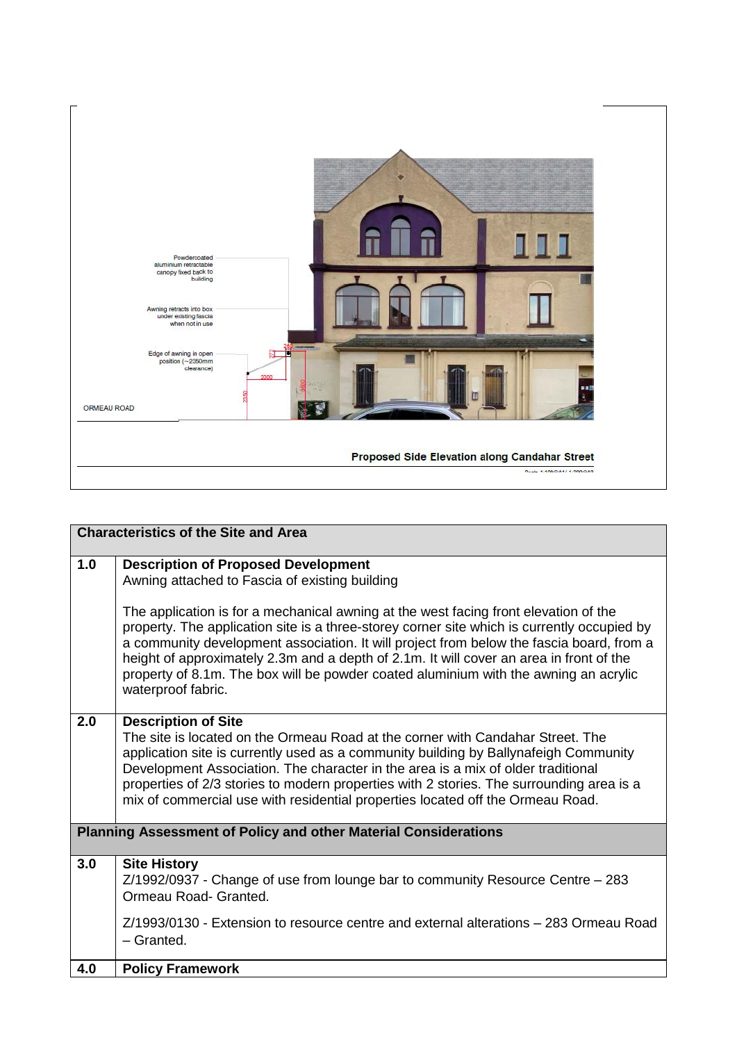Powdercoated aluminium retractable canopy fixed back to building

Awning retracts into box under existing fascia when not in use

Edge of awning in open position (~2350mm clearance)

ORMEAU ROAD

**Proposed Side Elevation along Candahar Street**

| **Characteristics of the Site and Area** | |
|---|---|
| **1.0** | **Description of Proposed Development**<br>Awning attached to Fascia of existing building<br><br>The application is for a mechanical awning at the west facing front elevation of the property. The application site is a three-storey corner site which is currently occupied by a community development association. It will project from below the fascia board, from a height of approximately 2.3m and a depth of 2.1m. It will cover an area in front of the property of 8.1m. The box will be powder coated aluminium with the awning an acrylic waterproof fabric. |
| **2.0** | **Description of Site**<br>The site is located on the Ormeau Road at the corner with Candahar Street. The application site is currently used as a community building by Ballynafeigh Community Development Association. The character in the area is a mix of older traditional properties of 2/3 stories to modern properties with 2 stories. The surrounding area is a mix of commercial use with residential properties located off the Ormeau Road. |
| **Planning Assessment of Policy and other Material Considerations** | |
| **3.0** | **Site History**<br>Z/1992/0937 - Change of use from lounge bar to community Resource Centre – 283 Ormeau Road- Granted.<br><br>Z/1993/0130 - Extension to resource centre and external alterations – 283 Ormeau Road – Granted. |
| **4.0** | **Policy Framework** |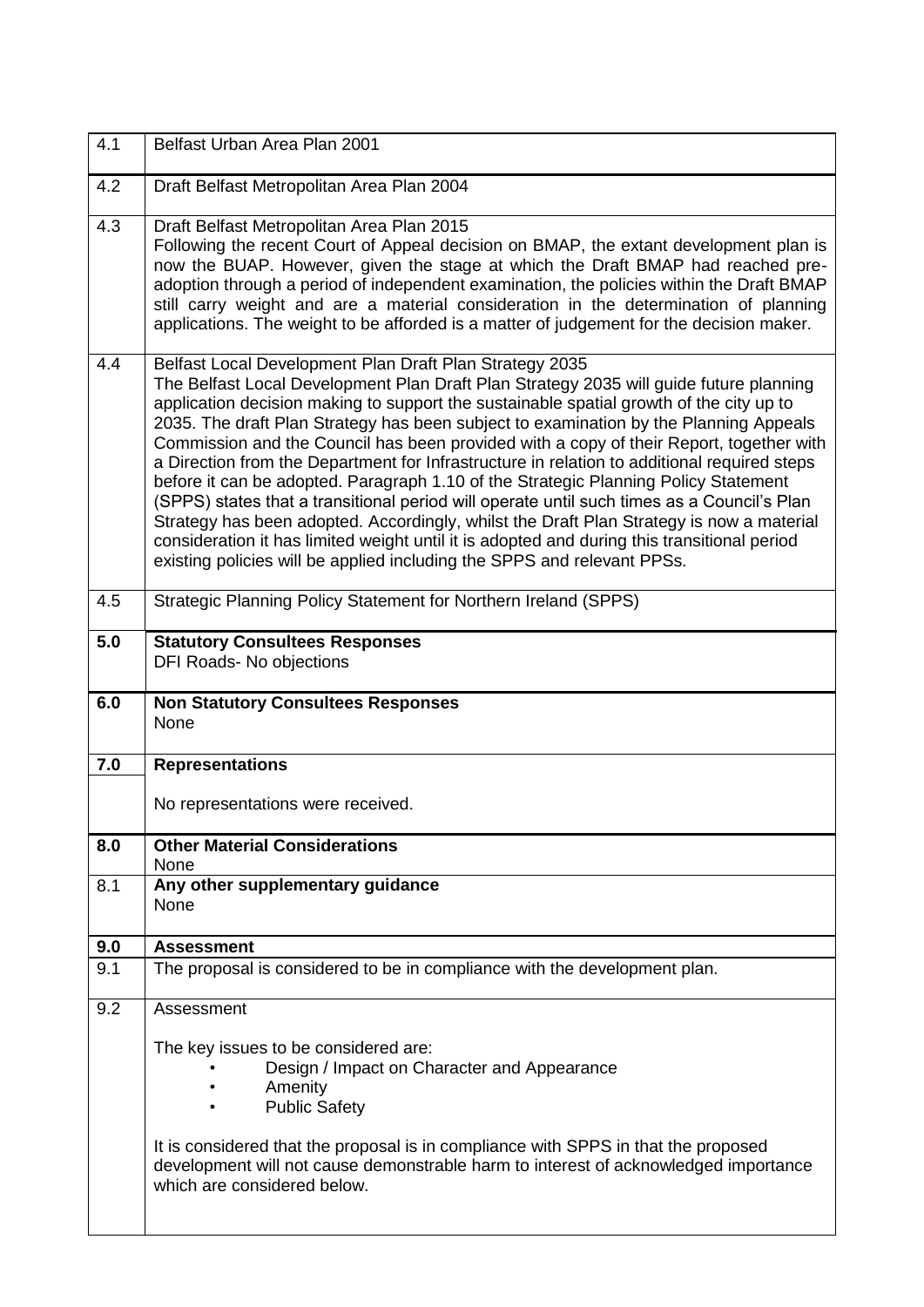| | |
|---|---|
| 4.1 | Belfast Urban Area Plan 2001 |
| 4.2 | Draft Belfast Metropolitan Area Plan 2004 |
| 4.3 | Draft Belfast Metropolitan Area Plan 2015<br>Following the recent Court of Appeal decision on BMAP, the extant development plan is now the BUAP. However, given the stage at which the Draft BMAP had reached pre-adoption through a period of independent examination, the policies within the Draft BMAP still carry weight and are a material consideration in the determination of planning applications. The weight to be afforded is a matter of judgement for the decision maker. |
| 4.4 | Belfast Local Development Plan Draft Plan Strategy 2035<br>The Belfast Local Development Plan Draft Plan Strategy 2035 will guide future planning application decision making to support the sustainable spatial growth of the city up to 2035. The draft Plan Strategy has been subject to examination by the Planning Appeals Commission and the Council has been provided with a copy of their Report, together with a Direction from the Department for Infrastructure in relation to additional required steps before it can be adopted. Paragraph 1.10 of the Strategic Planning Policy Statement (SPPS) states that a transitional period will operate until such times as a Council's Plan Strategy has been adopted. Accordingly, whilst the Draft Plan Strategy is now a material consideration it has limited weight until it is adopted and during this transitional period existing policies will be applied including the SPPS and relevant PPSs. |
| 4.5 | Strategic Planning Policy Statement for Northern Ireland (SPPS) |
| **5.0** | **Statutory Consultees Responses**<br>DFI Roads- No objections |
| **6.0** | **Non Statutory Consultees Responses**<br>None |
| **7.0** | **Representations** |
| | No representations were received. |
| **8.0** | **Other Material Considerations**<br>None |
| 8.1 | **Any other supplementary guidance**<br>None |
| **9.0** | **Assessment** |
| 9.1 | The proposal is considered to be in compliance with the development plan. |
| 9.2 | Assessment<br><br>The key issues to be considered are:<br>• Design / Impact on Character and Appearance<br>• Amenity<br>• Public Safety<br><br>It is considered that the proposal is in compliance with SPPS in that the proposed development will not cause demonstrable harm to interest of acknowledged importance which are considered below. |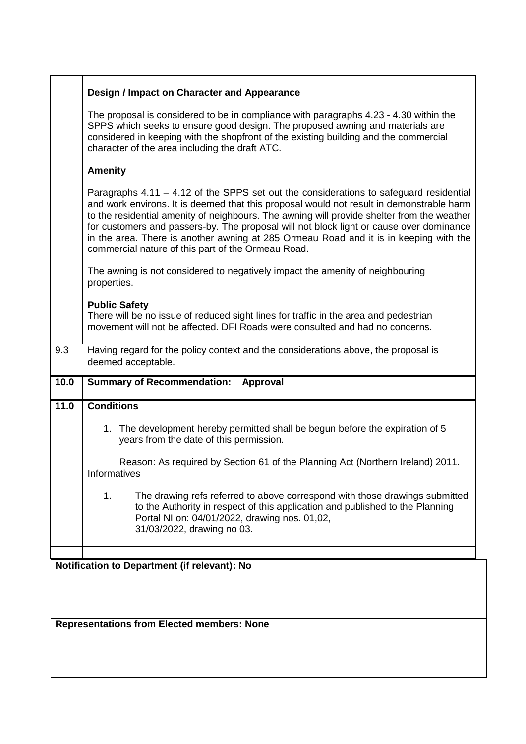**Design / Impact on Character and Appearance**

The proposal is considered to be in compliance with paragraphs 4.23 - 4.30 within the SPPS which seeks to ensure good design. The proposed awning and materials are considered in keeping with the shopfront of the existing building and the commercial character of the area including the draft ATC.

**Amenity**

Paragraphs 4.11 – 4.12 of the SPPS set out the considerations to safeguard residential and work environs. It is deemed that this proposal would not result in demonstrable harm to the residential amenity of neighbours. The awning will provide shelter from the weather for customers and passers-by. The proposal will not block light or cause over dominance in the area. There is another awning at 285 Ormeau Road and it is in keeping with the commercial nature of this part of the Ormeau Road.

The awning is not considered to negatively impact the amenity of neighbouring properties.

**Public Safety**

There will be no issue of reduced sight lines for traffic in the area and pedestrian movement will not be affected. DFI Roads were consulted and had no concerns.

9.3 Having regard for the policy context and the considerations above, the proposal is deemed acceptable.

## 10.0 Summary of Recommendation: Approval

## 11.0 Conditions

1. The development hereby permitted shall be begun before the expiration of 5 years from the date of this permission.

   Reason: As required by Section 61 of the Planning Act (Northern Ireland) 2011.

Informatives

1. The drawing refs referred to above correspond with those drawings submitted to the Authority in respect of this application and published to the Planning Portal NI on: 04/01/2022, drawing nos. 01,02,
   31/03/2022, drawing no 03.

**Notification to Department (if relevant): No**

**Representations from Elected members: None**